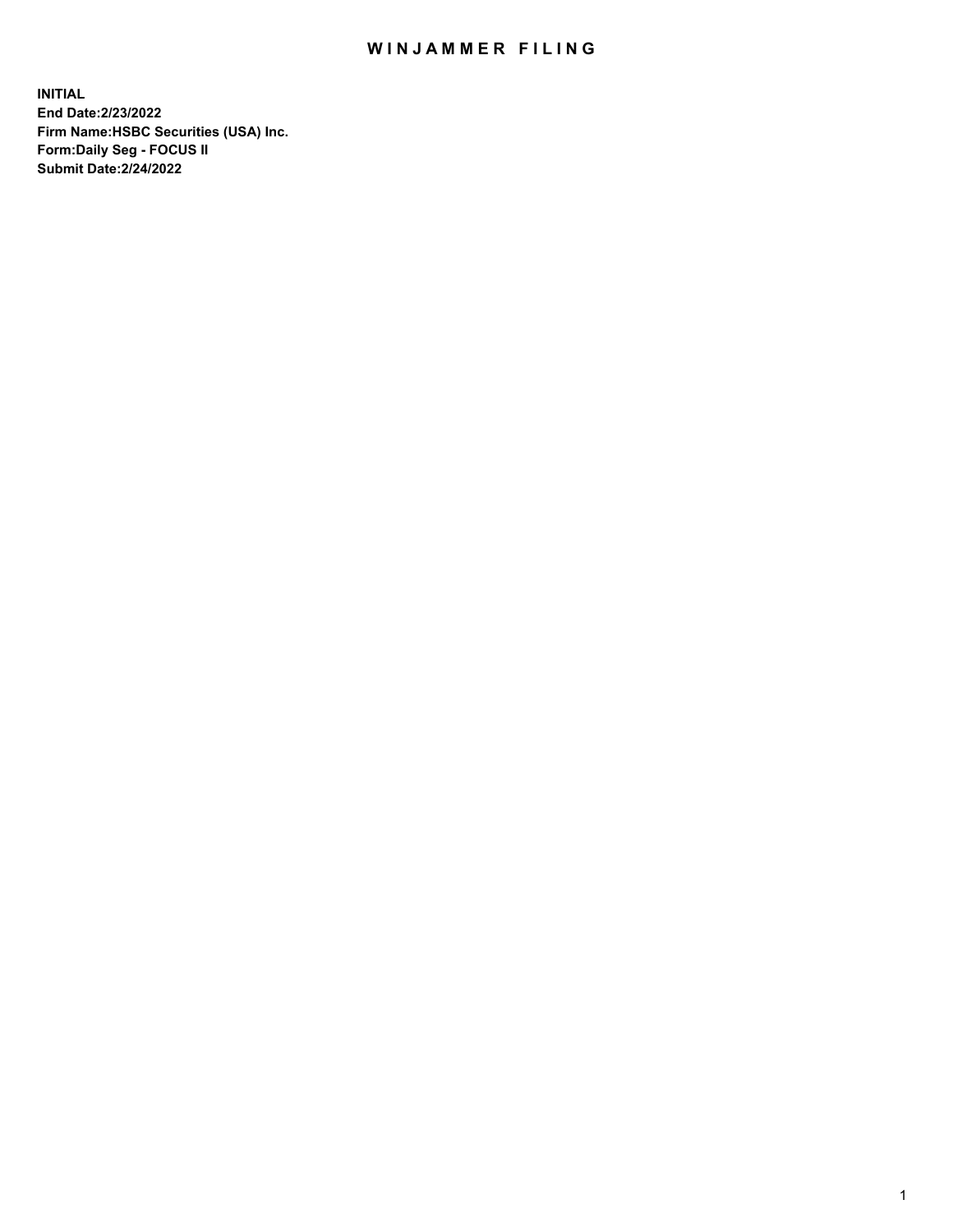# WINJAMMER FILING

**INITIAL**
**End Date:2/23/2022**
**Firm Name:HSBC Securities (USA) Inc.**
**Form:Daily Seg - FOCUS II**
**Submit Date:2/24/2022**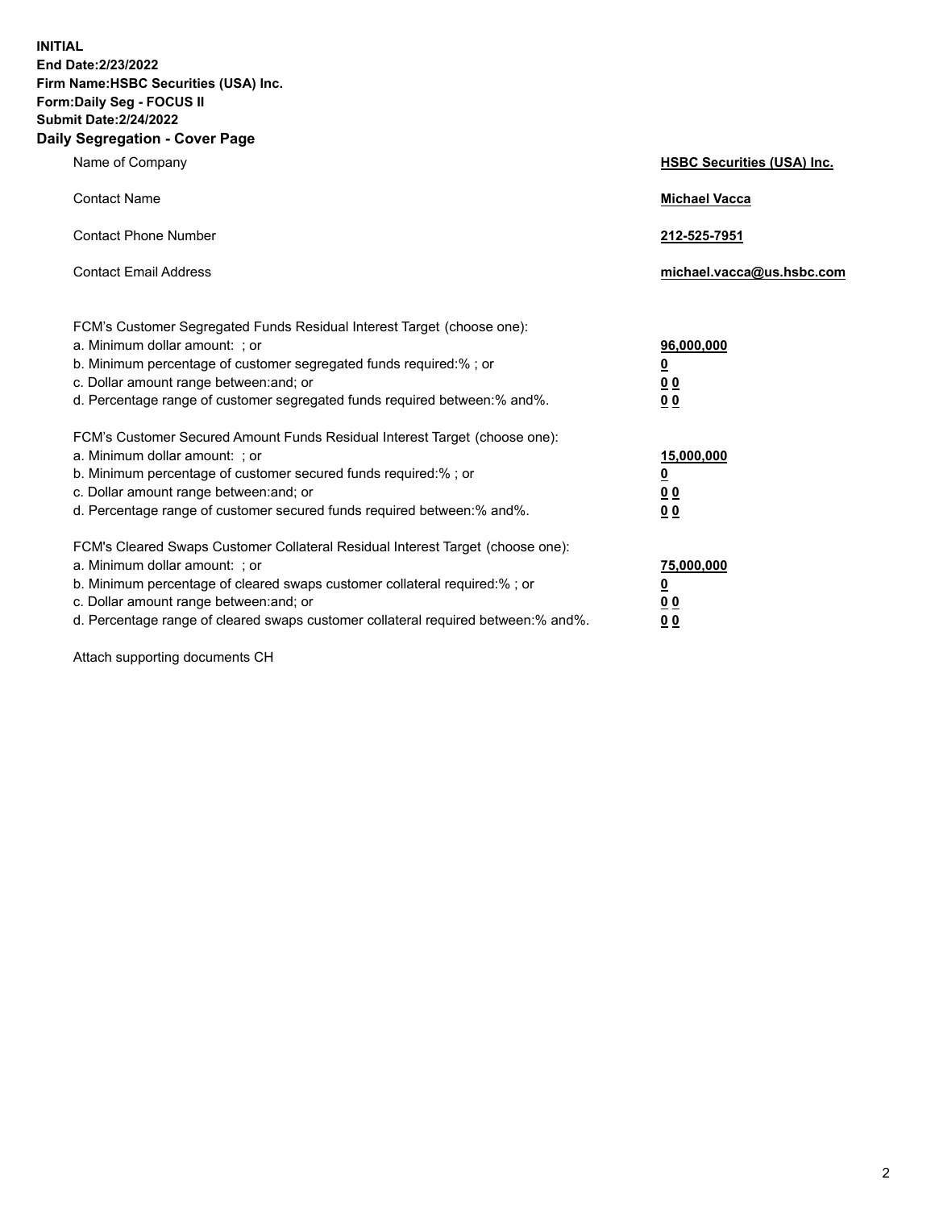**INITIAL**
**End Date:2/23/2022**
**Firm Name:HSBC Securities (USA) Inc.**
**Form:Daily Seg - FOCUS II**
**Submit Date:2/24/2022**

## Daily Segregation - Cover Page

| | |
|---|---|
| Name of Company | **HSBC Securities (USA) Inc.** |
| Contact Name | **Michael Vacca** |
| Contact Phone Number | **212-525-7951** |
| Contact Email Address | **michael.vacca@us.hsbc.com** |
| FCM's Customer Segregated Funds Residual Interest Target (choose one): | |
| a. Minimum dollar amount: ; or | **96,000,000** |
| b. Minimum percentage of customer segregated funds required:% ; or | **0** |
| c. Dollar amount range between:and; or | **0 0** |
| d. Percentage range of customer segregated funds required between:% and%. | **0 0** |
| FCM's Customer Secured Amount Funds Residual Interest Target (choose one): | |
| a. Minimum dollar amount: ; or | **15,000,000** |
| b. Minimum percentage of customer secured funds required:% ; or | **0** |
| c. Dollar amount range between:and; or | **0 0** |
| d. Percentage range of customer secured funds required between:% and%. | **0 0** |
| FCM's Cleared Swaps Customer Collateral Residual Interest Target (choose one): | |
| a. Minimum dollar amount: ; or | **75,000,000** |
| b. Minimum percentage of cleared swaps customer collateral required:% ; or | **0** |
| c. Dollar amount range between:and; or | **0 0** |
| d. Percentage range of cleared swaps customer collateral required between:% and%. | **0 0** |

Attach supporting documents CH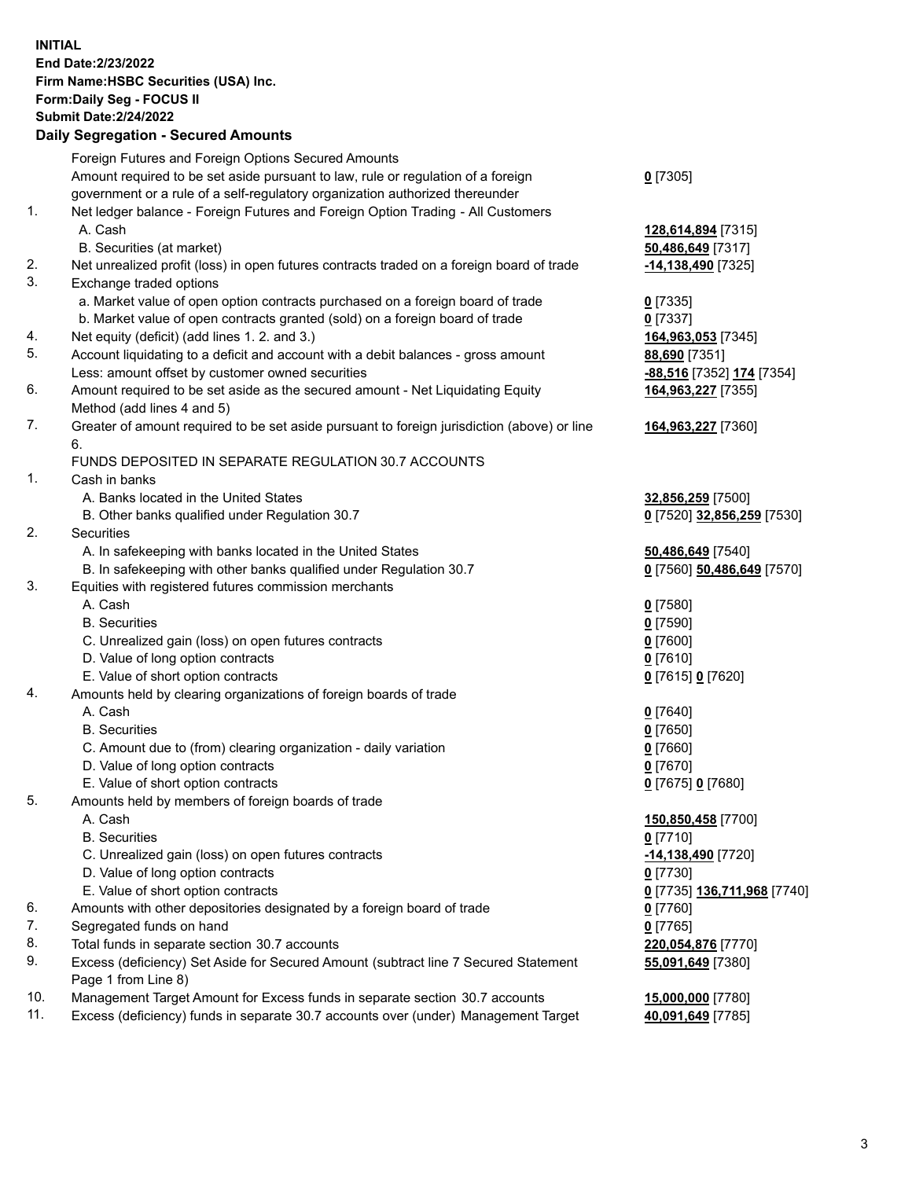**INITIAL**
**End Date:2/23/2022**
**Firm Name:HSBC Securities (USA) Inc.**
**Form:Daily Seg - FOCUS II**
**Submit Date:2/24/2022**

## Daily Segregation - Secured Amounts

| | | |
|---|---|---|
| | Foreign Futures and Foreign Options Secured Amounts | |
| | Amount required to be set aside pursuant to law, rule or regulation of a foreign government or a rule of a self-regulatory organization authorized thereunder | **0** [7305] |
| 1. | Net ledger balance - Foreign Futures and Foreign Option Trading - All Customers | |
| | A. Cash | **128,614,894** [7315] |
| | B. Securities (at market) | **50,486,649** [7317] |
| 2. | Net unrealized profit (loss) in open futures contracts traded on a foreign board of trade | **-14,138,490** [7325] |
| 3. | Exchange traded options | |
| | a. Market value of open option contracts purchased on a foreign board of trade | **0** [7335] |
| | b. Market value of open contracts granted (sold) on a foreign board of trade | **0** [7337] |
| 4. | Net equity (deficit) (add lines 1. 2. and 3.) | **164,963,053** [7345] |
| 5. | Account liquidating to a deficit and account with a debit balances - gross amount | **88,690** [7351] |
| | Less: amount offset by customer owned securities | **-88,516** [7352] **174** [7354] |
| 6. | Amount required to be set aside as the secured amount - Net Liquidating Equity Method (add lines 4 and 5) | **164,963,227** [7355] |
| 7. | Greater of amount required to be set aside pursuant to foreign jurisdiction (above) or line 6. | **164,963,227** [7360] |
| | FUNDS DEPOSITED IN SEPARATE REGULATION 30.7 ACCOUNTS | |
| 1. | Cash in banks | |
| | A. Banks located in the United States | **32,856,259** [7500] |
| | B. Other banks qualified under Regulation 30.7 | **0** [7520] **32,856,259** [7530] |
| 2. | Securities | |
| | A. In safekeeping with banks located in the United States | **50,486,649** [7540] |
| | B. In safekeeping with other banks qualified under Regulation 30.7 | **0** [7560] **50,486,649** [7570] |
| 3. | Equities with registered futures commission merchants | |
| | A. Cash | **0** [7580] |
| | B. Securities | **0** [7590] |
| | C. Unrealized gain (loss) on open futures contracts | **0** [7600] |
| | D. Value of long option contracts | **0** [7610] |
| | E. Value of short option contracts | **0** [7615] **0** [7620] |
| 4. | Amounts held by clearing organizations of foreign boards of trade | |
| | A. Cash | **0** [7640] |
| | B. Securities | **0** [7650] |
| | C. Amount due to (from) clearing organization - daily variation | **0** [7660] |
| | D. Value of long option contracts | **0** [7670] |
| | E. Value of short option contracts | **0** [7675] **0** [7680] |
| 5. | Amounts held by members of foreign boards of trade | |
| | A. Cash | **150,850,458** [7700] |
| | B. Securities | **0** [7710] |
| | C. Unrealized gain (loss) on open futures contracts | **-14,138,490** [7720] |
| | D. Value of long option contracts | **0** [7730] |
| | E. Value of short option contracts | **0** [7735] **136,711,968** [7740] |
| 6. | Amounts with other depositories designated by a foreign board of trade | **0** [7760] |
| 7. | Segregated funds on hand | **0** [7765] |
| 8. | Total funds in separate section 30.7 accounts | **220,054,876** [7770] |
| 9. | Excess (deficiency) Set Aside for Secured Amount (subtract line 7 Secured Statement Page 1 from Line 8) | **55,091,649** [7380] |
| 10. | Management Target Amount for Excess funds in separate section 30.7 accounts | **15,000,000** [7780] |
| 11. | Excess (deficiency) funds in separate 30.7 accounts over (under) Management Target | **40,091,649** [7785] |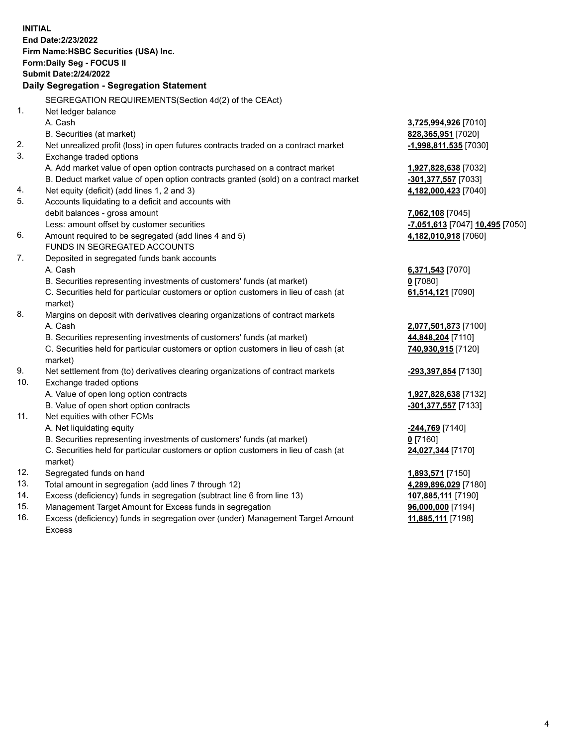**INITIAL**
**End Date:2/23/2022**
**Firm Name:HSBC Securities (USA) Inc.**
**Form:Daily Seg - FOCUS II**
**Submit Date:2/24/2022**

### Daily Segregation - Segregation Statement

| | | |
|---|---|---|
| | SEGREGATION REQUIREMENTS(Section 4d(2) of the CEAct) | |
| 1. | Net ledger balance | |
| | A. Cash | **3,725,994,926** [7010] |
| | B. Securities (at market) | **828,365,951** [7020] |
| 2. | Net unrealized profit (loss) in open futures contracts traded on a contract market | **-1,998,811,535** [7030] |
| 3. | Exchange traded options | |
| | A. Add market value of open option contracts purchased on a contract market | **1,927,828,638** [7032] |
| | B. Deduct market value of open option contracts granted (sold) on a contract market | **-301,377,557** [7033] |
| 4. | Net equity (deficit) (add lines 1, 2 and 3) | **4,182,000,423** [7040] |
| 5. | Accounts liquidating to a deficit and accounts with debit balances - gross amount | **7,062,108** [7045] |
| | Less: amount offset by customer securities | **-7,051,613** [7047] **10,495** [7050] |
| 6. | Amount required to be segregated (add lines 4 and 5) | **4,182,010,918** [7060] |
| | FUNDS IN SEGREGATED ACCOUNTS | |
| 7. | Deposited in segregated funds bank accounts | |
| | A. Cash | **6,371,543** [7070] |
| | B. Securities representing investments of customers' funds (at market) | **0** [7080] |
| | C. Securities held for particular customers or option customers in lieu of cash (at market) | **61,514,121** [7090] |
| 8. | Margins on deposit with derivatives clearing organizations of contract markets | |
| | A. Cash | **2,077,501,873** [7100] |
| | B. Securities representing investments of customers' funds (at market) | **44,848,204** [7110] |
| | C. Securities held for particular customers or option customers in lieu of cash (at market) | **740,930,915** [7120] |
| 9. | Net settlement from (to) derivatives clearing organizations of contract markets | **-293,397,854** [7130] |
| 10. | Exchange traded options | |
| | A. Value of open long option contracts | **1,927,828,638** [7132] |
| | B. Value of open short option contracts | **-301,377,557** [7133] |
| 11. | Net equities with other FCMs | |
| | A. Net liquidating equity | **-244,769** [7140] |
| | B. Securities representing investments of customers' funds (at market) | **0** [7160] |
| | C. Securities held for particular customers or option customers in lieu of cash (at market) | **24,027,344** [7170] |
| 12. | Segregated funds on hand | **1,893,571** [7150] |
| 13. | Total amount in segregation (add lines 7 through 12) | **4,289,896,029** [7180] |
| 14. | Excess (deficiency) funds in segregation (subtract line 6 from line 13) | **107,885,111** [7190] |
| 15. | Management Target Amount for Excess funds in segregation | **96,000,000** [7194] |
| 16. | Excess (deficiency) funds in segregation over (under) Management Target Amount Excess | **11,885,111** [7198] |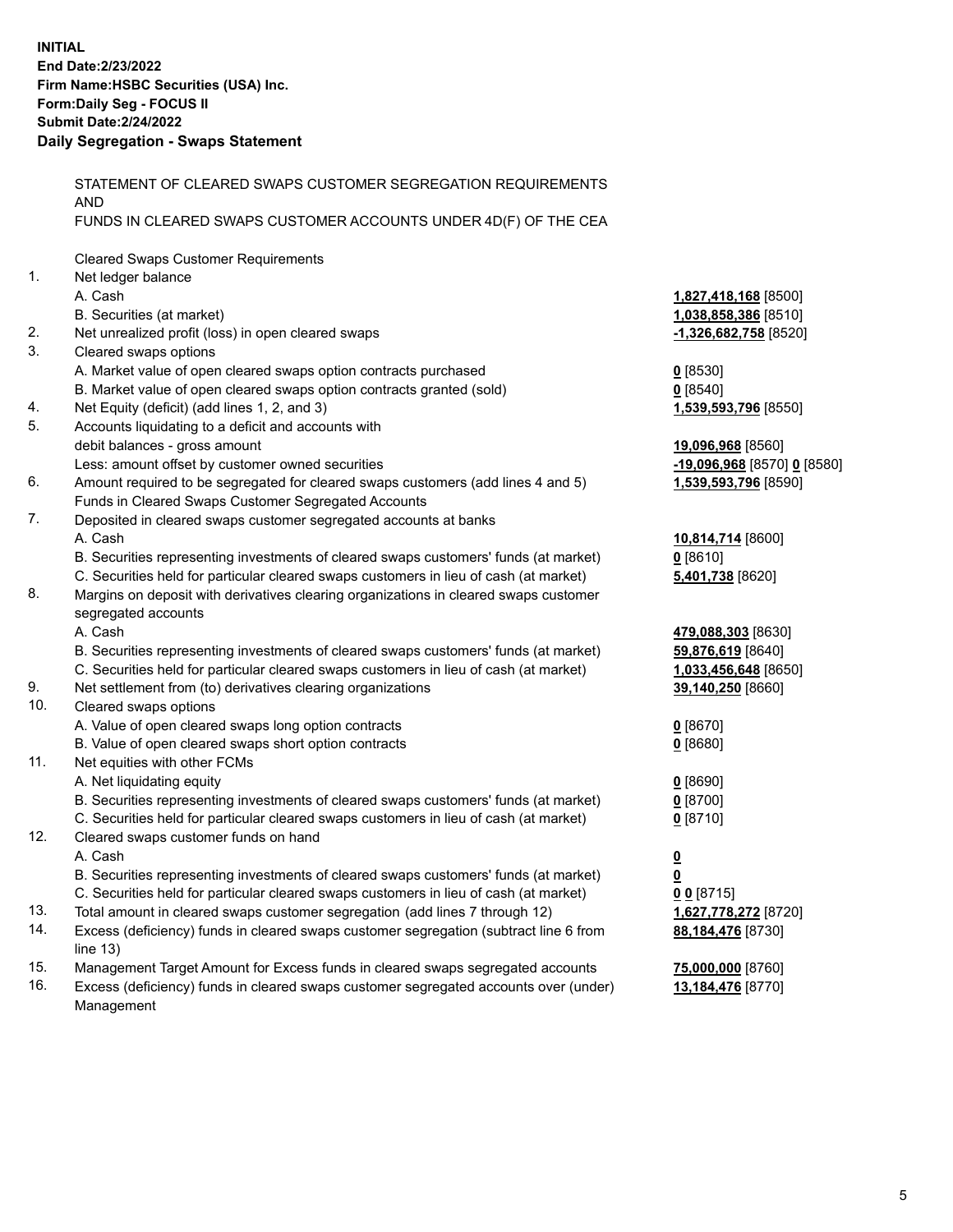**INITIAL**
**End Date:2/23/2022**
**Firm Name:HSBC Securities (USA) Inc.**
**Form:Daily Seg - FOCUS II**
**Submit Date:2/24/2022**
**Daily Segregation - Swaps Statement**

STATEMENT OF CLEARED SWAPS CUSTOMER SEGREGATION REQUIREMENTS AND
FUNDS IN CLEARED SWAPS CUSTOMER ACCOUNTS UNDER 4D(F) OF THE CEA

| | | |
|---|---|---|
| | Cleared Swaps Customer Requirements | |
| 1. | Net ledger balance | |
| | A. Cash | **1,827,418,168** [8500] |
| | B. Securities (at market) | **1,038,858,386** [8510] |
| 2. | Net unrealized profit (loss) in open cleared swaps | **-1,326,682,758** [8520] |
| 3. | Cleared swaps options | |
| | A. Market value of open cleared swaps option contracts purchased | **0** [8530] |
| | B. Market value of open cleared swaps option contracts granted (sold) | **0** [8540] |
| 4. | Net Equity (deficit) (add lines 1, 2, and 3) | **1,539,593,796** [8550] |
| 5. | Accounts liquidating to a deficit and accounts with | |
| | debit balances - gross amount | **19,096,968** [8560] |
| | Less: amount offset by customer owned securities | **-19,096,968** [8570] **0** [8580] |
| 6. | Amount required to be segregated for cleared swaps customers (add lines 4 and 5) | **1,539,593,796** [8590] |
| | Funds in Cleared Swaps Customer Segregated Accounts | |
| 7. | Deposited in cleared swaps customer segregated accounts at banks | |
| | A. Cash | **10,814,714** [8600] |
| | B. Securities representing investments of cleared swaps customers' funds (at market) | **0** [8610] |
| | C. Securities held for particular cleared swaps customers in lieu of cash (at market) | **5,401,738** [8620] |
| 8. | Margins on deposit with derivatives clearing organizations in cleared swaps customer segregated accounts | |
| | A. Cash | **479,088,303** [8630] |
| | B. Securities representing investments of cleared swaps customers' funds (at market) | **59,876,619** [8640] |
| | C. Securities held for particular cleared swaps customers in lieu of cash (at market) | **1,033,456,648** [8650] |
| 9. | Net settlement from (to) derivatives clearing organizations | **39,140,250** [8660] |
| 10. | Cleared swaps options | |
| | A. Value of open cleared swaps long option contracts | **0** [8670] |
| | B. Value of open cleared swaps short option contracts | **0** [8680] |
| 11. | Net equities with other FCMs | |
| | A. Net liquidating equity | **0** [8690] |
| | B. Securities representing investments of cleared swaps customers' funds (at market) | **0** [8700] |
| | C. Securities held for particular cleared swaps customers in lieu of cash (at market) | **0** [8710] |
| 12. | Cleared swaps customer funds on hand | |
| | A. Cash | **0** |
| | B. Securities representing investments of cleared swaps customers' funds (at market) | **0** |
| | C. Securities held for particular cleared swaps customers in lieu of cash (at market) | **0** **0** [8715] |
| 13. | Total amount in cleared swaps customer segregation (add lines 7 through 12) | **1,627,778,272** [8720] |
| 14. | Excess (deficiency) funds in cleared swaps customer segregation (subtract line 6 from line 13) | **88,184,476** [8730] |
| 15. | Management Target Amount for Excess funds in cleared swaps segregated accounts | **75,000,000** [8760] |
| 16. | Excess (deficiency) funds in cleared swaps customer segregated accounts over (under) Management | **13,184,476** [8770] |